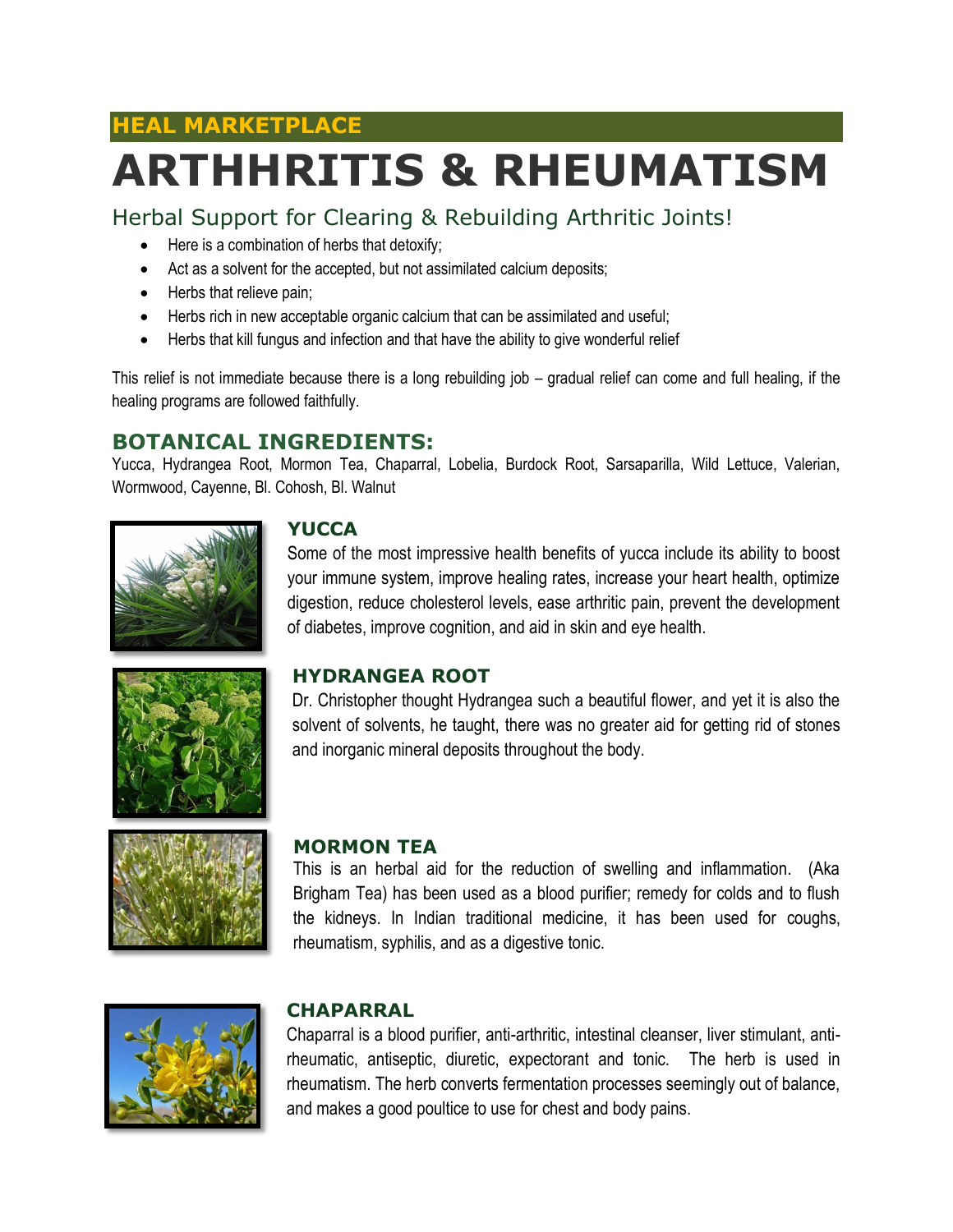HEAL MARKETPLACE

# ARTHHRITIS & RHEUMATISM

## Herbal Support for Clearing & Rebuilding Arthritic Joints!

- Here is a combination of herbs that detoxify;
- Act as a solvent for the accepted, but not assimilated calcium deposits;
- Herbs that relieve pain;
- Herbs rich in new acceptable organic calcium that can be assimilated and useful;
- Herbs that kill fungus and infection and that have the ability to give wonderful relief

This relief is not immediate because there is a long rebuilding job – gradual relief can come and full healing, if the healing programs are followed faithfully.

## BOTANICAL INGREDIENTS:

Yucca, Hydrangea Root, Mormon Tea, Chaparral, Lobelia, Burdock Root, Sarsaparilla, Wild Lettuce, Valerian, Wormwood, Cayenne, Bl. Cohosh, Bl. Walnut

### YUCCA

Some of the most impressive health benefits of yucca include its ability to boost your immune system, improve healing rates, increase your heart health, optimize digestion, reduce cholesterol levels, ease arthritic pain, prevent the development of diabetes, improve cognition, and aid in skin and eye health.

### HYDRANGEA ROOT

Dr. Christopher thought Hydrangea such a beautiful flower, and yet it is also the solvent of solvents, he taught, there was no greater aid for getting rid of stones and inorganic mineral deposits throughout the body.

### MORMON TEA

This is an herbal aid for the reduction of swelling and inflammation. (Aka Brigham Tea) has been used as a blood purifier; remedy for colds and to flush the kidneys. In Indian traditional medicine, it has been used for coughs, rheumatism, syphilis, and as a digestive tonic.

### CHAPARRAL

Chaparral is a blood purifier, anti-arthritic, intestinal cleanser, liver stimulant, anti-rheumatic, antiseptic, diuretic, expectorant and tonic. The herb is used in rheumatism. The herb converts fermentation processes seemingly out of balance, and makes a good poultice to use for chest and body pains.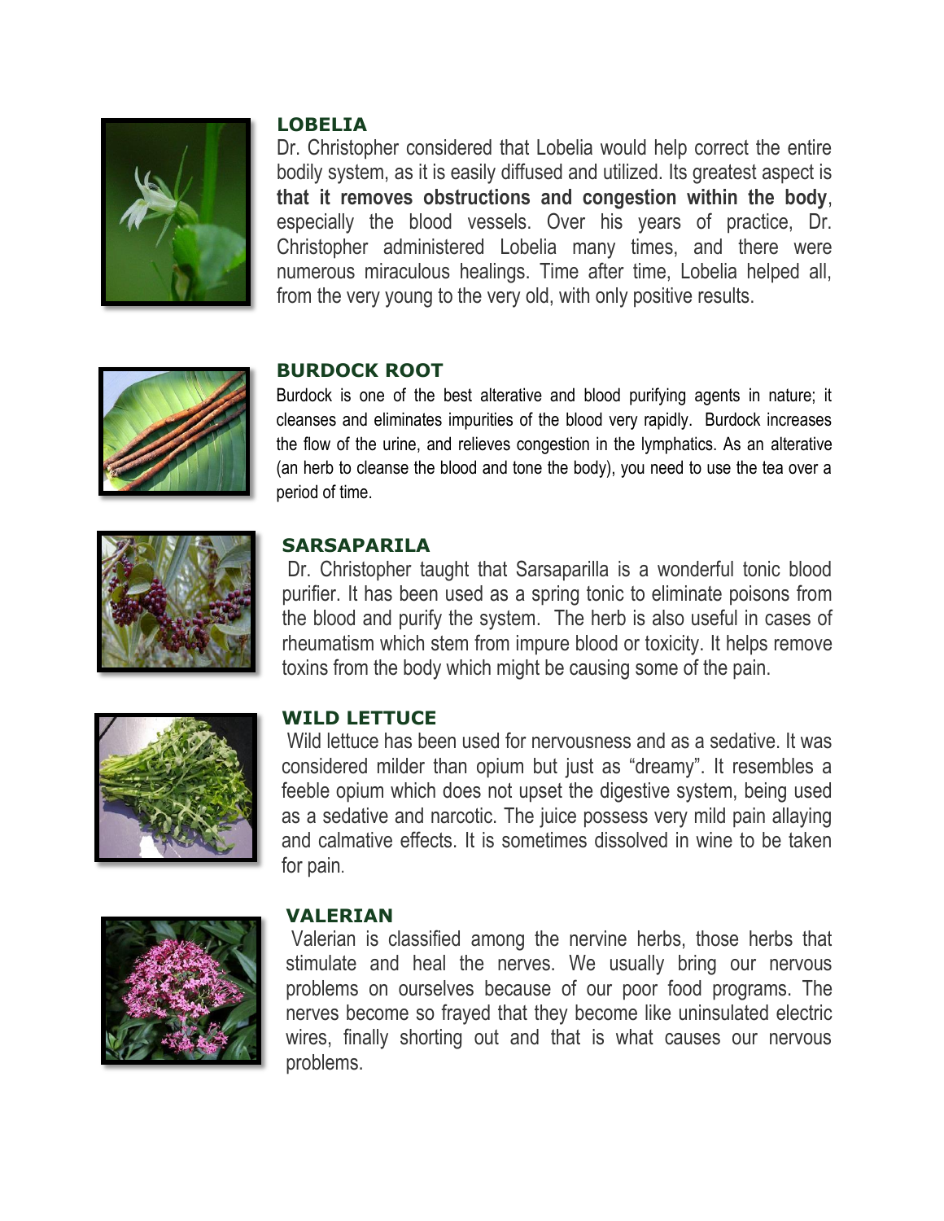## LOBELIA

Dr. Christopher considered that Lobelia would help correct the entire bodily system, as it is easily diffused and utilized. Its greatest aspect is **that it removes obstructions and congestion within the body**, especially the blood vessels. Over his years of practice, Dr. Christopher administered Lobelia many times, and there were numerous miraculous healings. Time after time, Lobelia helped all, from the very young to the very old, with only positive results.

## BURDOCK ROOT

Burdock is one of the best alterative and blood purifying agents in nature; it cleanses and eliminates impurities of the blood very rapidly. Burdock increases the flow of the urine, and relieves congestion in the lymphatics. As an alterative (an herb to cleanse the blood and tone the body), you need to use the tea over a period of time.

## SARSAPARILA

Dr. Christopher taught that Sarsaparilla is a wonderful tonic blood purifier. It has been used as a spring tonic to eliminate poisons from the blood and purify the system. The herb is also useful in cases of rheumatism which stem from impure blood or toxicity. It helps remove toxins from the body which might be causing some of the pain.

## WILD LETTUCE

Wild lettuce has been used for nervousness and as a sedative. It was considered milder than opium but just as “dreamy”. It resembles a feeble opium which does not upset the digestive system, being used as a sedative and narcotic. The juice possess very mild pain allaying and calmative effects. It is sometimes dissolved in wine to be taken for pain.

## VALERIAN

Valerian is classified among the nervine herbs, those herbs that stimulate and heal the nerves. We usually bring our nervous problems on ourselves because of our poor food programs. The nerves become so frayed that they become like uninsulated electric wires, finally shorting out and that is what causes our nervous problems.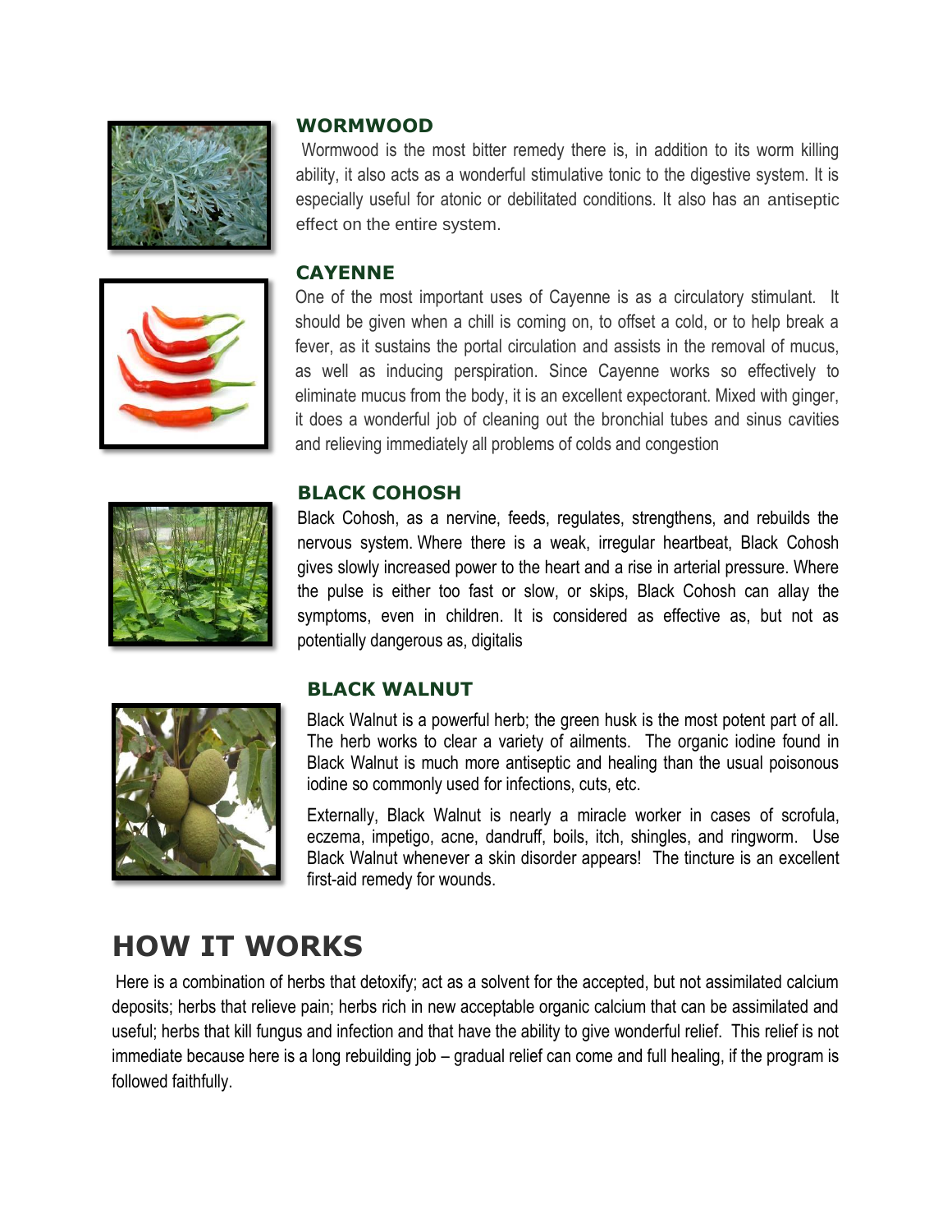### WORMWOOD

Wormwood is the most bitter remedy there is, in addition to its worm killing ability, it also acts as a wonderful stimulative tonic to the digestive system. It is especially useful for atonic or debilitated conditions. It also has an antiseptic effect on the entire system.

### CAYENNE

One of the most important uses of Cayenne is as a circulatory stimulant. It should be given when a chill is coming on, to offset a cold, or to help break a fever, as it sustains the portal circulation and assists in the removal of mucus, as well as inducing perspiration. Since Cayenne works so effectively to eliminate mucus from the body, it is an excellent expectorant. Mixed with ginger, it does a wonderful job of cleaning out the bronchial tubes and sinus cavities and relieving immediately all problems of colds and congestion

### BLACK COHOSH

Black Cohosh, as a nervine, feeds, regulates, strengthens, and rebuilds the nervous system. Where there is a weak, irregular heartbeat, Black Cohosh gives slowly increased power to the heart and a rise in arterial pressure. Where the pulse is either too fast or slow, or skips, Black Cohosh can allay the symptoms, even in children. It is considered as effective as, but not as potentially dangerous as, digitalis

### BLACK WALNUT

Black Walnut is a powerful herb; the green husk is the most potent part of all. The herb works to clear a variety of ailments. The organic iodine found in Black Walnut is much more antiseptic and healing than the usual poisonous iodine so commonly used for infections, cuts, etc.

Externally, Black Walnut is nearly a miracle worker in cases of scrofula, eczema, impetigo, acne, dandruff, boils, itch, shingles, and ringworm. Use Black Walnut whenever a skin disorder appears! The tincture is an excellent first-aid remedy for wounds.

## HOW IT WORKS

Here is a combination of herbs that detoxify; act as a solvent for the accepted, but not assimilated calcium deposits; herbs that relieve pain; herbs rich in new acceptable organic calcium that can be assimilated and useful; herbs that kill fungus and infection and that have the ability to give wonderful relief. This relief is not immediate because here is a long rebuilding job – gradual relief can come and full healing, if the program is followed faithfully.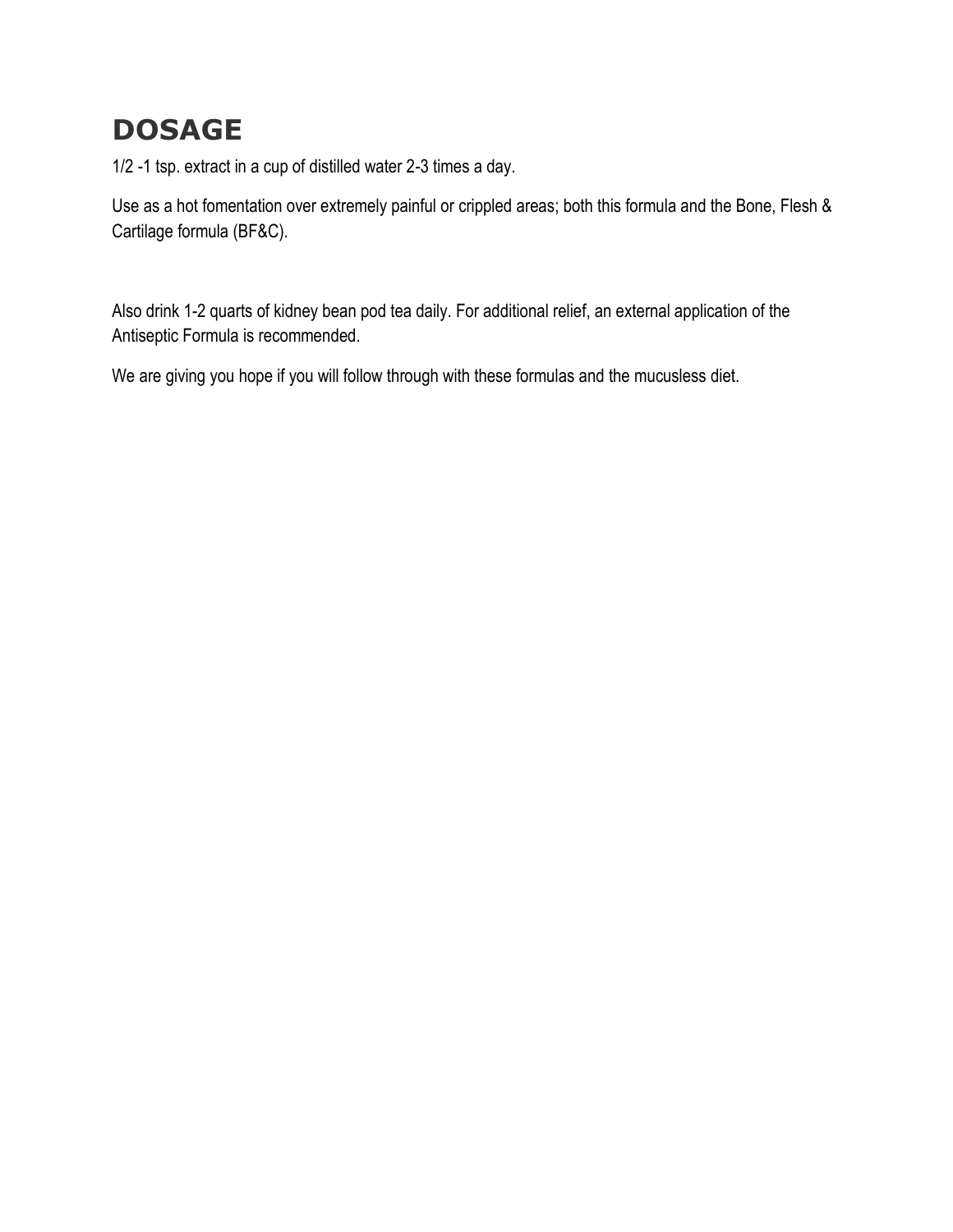## DOSAGE

1/2 -1 tsp. extract in a cup of distilled water 2-3 times a day.

Use as a hot fomentation over extremely painful or crippled areas; both this formula and the Bone, Flesh & Cartilage formula (BF&C).

Also drink 1-2 quarts of kidney bean pod tea daily. For additional relief, an external application of the Antiseptic Formula is recommended.

We are giving you hope if you will follow through with these formulas and the mucusless diet.